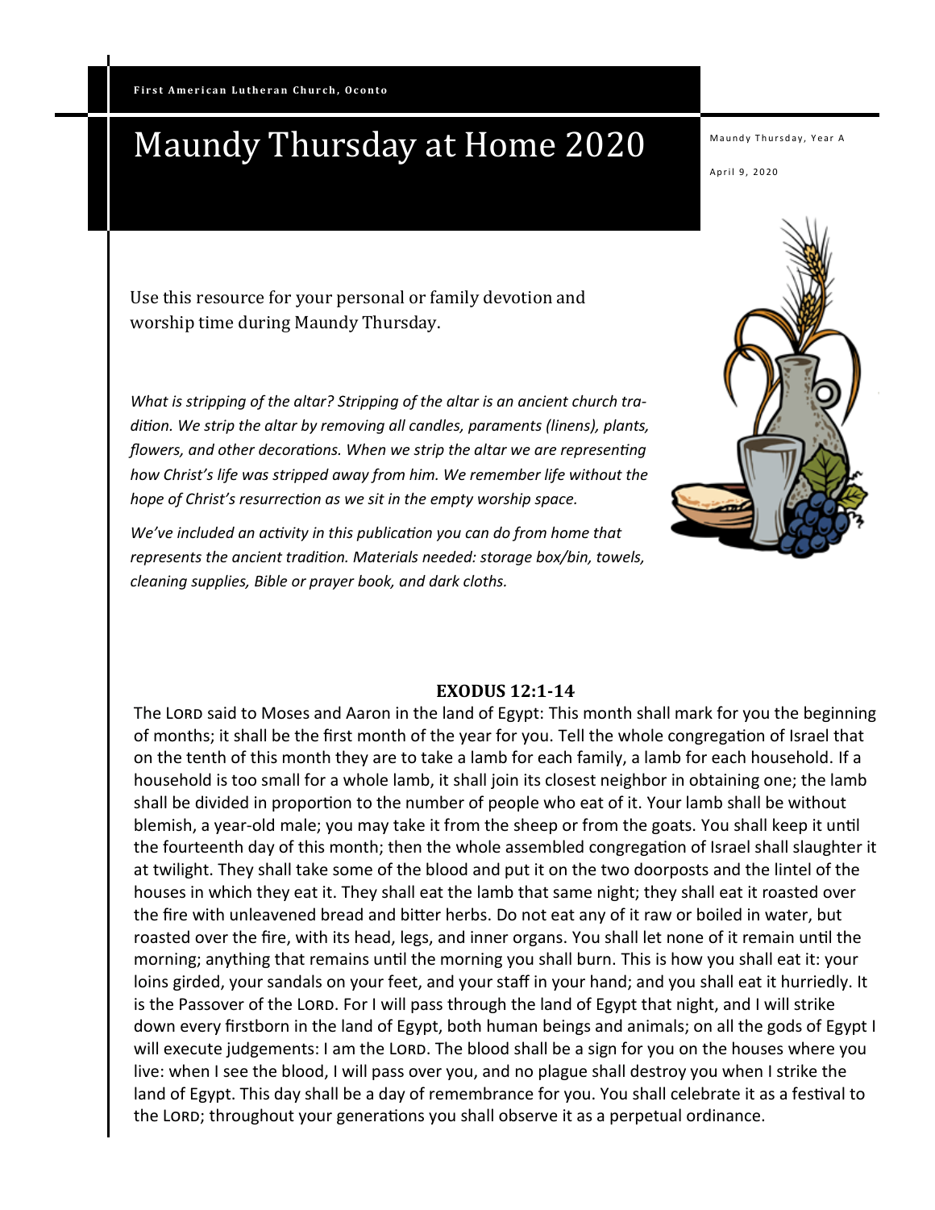First American Lutheran Church, Oconto

# Maundy Thursday at Home 2020

Maundy Thursday, Year A

April 9, 2020

Use this resource for your personal or family devotion and worship time during Maundy Thursday.

*What is stripping of the altar? Stripping of the altar is an ancient church tradition. We strip the altar by removing all candles, paraments (linens), plants, flowers, and other decorations. When we strip the altar we are representing how Christ's life was stripped away from him. We remember life without the hope of Christ's resurrection as we sit in the empty worship space.*

*We've included an activity in this publication you can do from home that represents the ancient tradition. Materials needed: storage box/bin, towels, cleaning supplies, Bible or prayer book, and dark cloths.*

## EXODUS 12:1-14

The LORD said to Moses and Aaron in the land of Egypt: This month shall mark for you the beginning of months; it shall be the first month of the year for you. Tell the whole congregation of Israel that on the tenth of this month they are to take a lamb for each family, a lamb for each household. If a household is too small for a whole lamb, it shall join its closest neighbor in obtaining one; the lamb shall be divided in proportion to the number of people who eat of it. Your lamb shall be without blemish, a year-old male; you may take it from the sheep or from the goats. You shall keep it until the fourteenth day of this month; then the whole assembled congregation of Israel shall slaughter it at twilight. They shall take some of the blood and put it on the two doorposts and the lintel of the houses in which they eat it. They shall eat the lamb that same night; they shall eat it roasted over the fire with unleavened bread and bitter herbs. Do not eat any of it raw or boiled in water, but roasted over the fire, with its head, legs, and inner organs. You shall let none of it remain until the morning; anything that remains until the morning you shall burn. This is how you shall eat it: your loins girded, your sandals on your feet, and your staff in your hand; and you shall eat it hurriedly. It is the Passover of the LORD. For I will pass through the land of Egypt that night, and I will strike down every firstborn in the land of Egypt, both human beings and animals; on all the gods of Egypt I will execute judgements: I am the LORD. The blood shall be a sign for you on the houses where you live: when I see the blood, I will pass over you, and no plague shall destroy you when I strike the land of Egypt. This day shall be a day of remembrance for you. You shall celebrate it as a festival to the LORD; throughout your generations you shall observe it as a perpetual ordinance.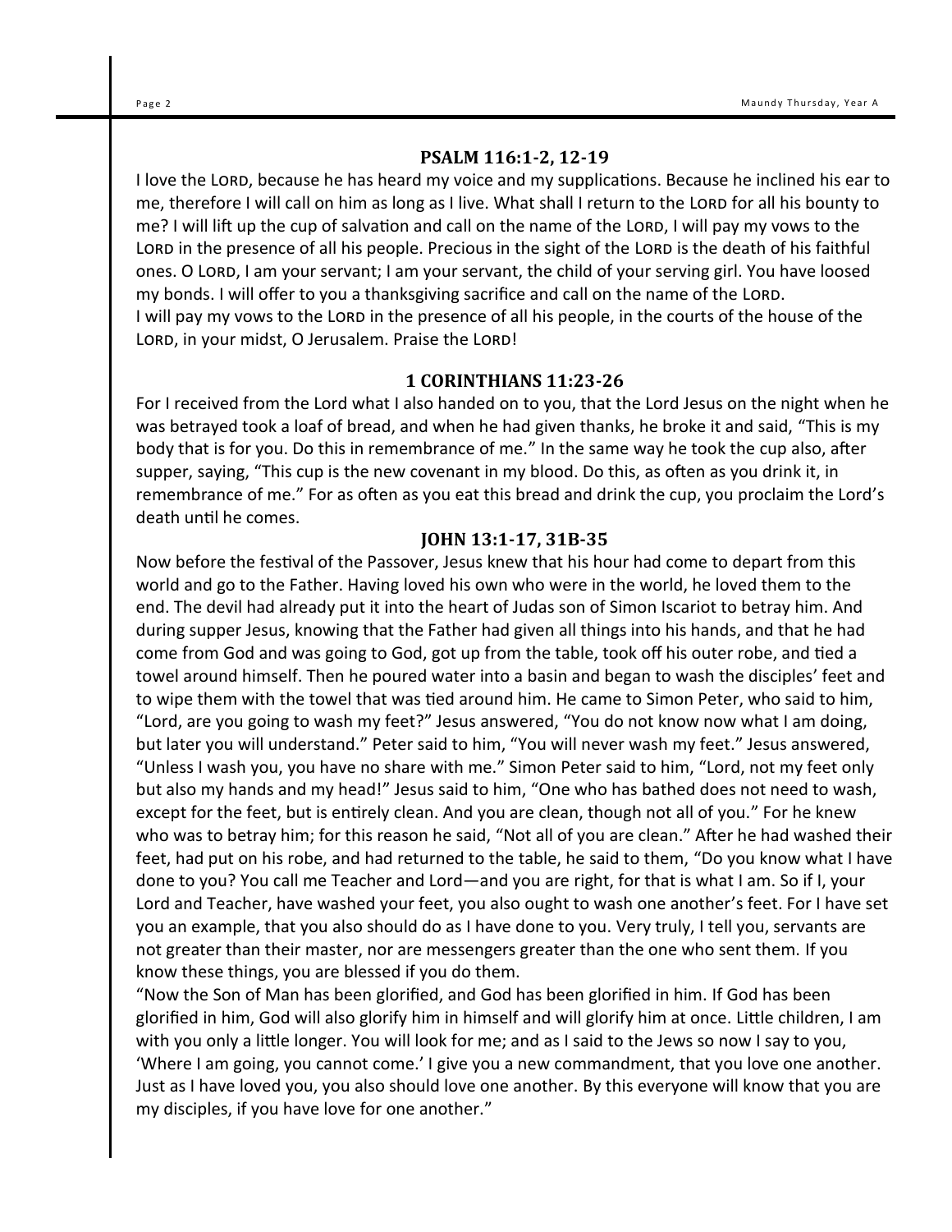## PSALM 116:1-2, 12-19

I love the LORD, because he has heard my voice and my supplications. Because he inclined his ear to me, therefore I will call on him as long as I live. What shall I return to the LORD for all his bounty to me? I will lift up the cup of salvation and call on the name of the LORD, I will pay my vows to the LORD in the presence of all his people. Precious in the sight of the LORD is the death of his faithful ones. O LORD, I am your servant; I am your servant, the child of your serving girl. You have loosed my bonds. I will offer to you a thanksgiving sacrifice and call on the name of the LORD.
I will pay my vows to the LORD in the presence of all his people, in the courts of the house of the LORD, in your midst, O Jerusalem. Praise the LORD!

## 1 CORINTHIANS 11:23-26

For I received from the Lord what I also handed on to you, that the Lord Jesus on the night when he was betrayed took a loaf of bread, and when he had given thanks, he broke it and said, "This is my body that is for you. Do this in remembrance of me." In the same way he took the cup also, after supper, saying, "This cup is the new covenant in my blood. Do this, as often as you drink it, in remembrance of me." For as often as you eat this bread and drink the cup, you proclaim the Lord's death until he comes.

## JOHN 13:1-17, 31B-35

Now before the festival of the Passover, Jesus knew that his hour had come to depart from this world and go to the Father. Having loved his own who were in the world, he loved them to the end. The devil had already put it into the heart of Judas son of Simon Iscariot to betray him. And during supper Jesus, knowing that the Father had given all things into his hands, and that he had come from God and was going to God, got up from the table, took off his outer robe, and tied a towel around himself. Then he poured water into a basin and began to wash the disciples' feet and to wipe them with the towel that was tied around him. He came to Simon Peter, who said to him, "Lord, are you going to wash my feet?" Jesus answered, "You do not know now what I am doing, but later you will understand." Peter said to him, "You will never wash my feet." Jesus answered, "Unless I wash you, you have no share with me." Simon Peter said to him, "Lord, not my feet only but also my hands and my head!" Jesus said to him, "One who has bathed does not need to wash, except for the feet, but is entirely clean. And you are clean, though not all of you." For he knew who was to betray him; for this reason he said, "Not all of you are clean." After he had washed their feet, had put on his robe, and had returned to the table, he said to them, "Do you know what I have done to you? You call me Teacher and Lord—and you are right, for that is what I am. So if I, your Lord and Teacher, have washed your feet, you also ought to wash one another's feet. For I have set you an example, that you also should do as I have done to you. Very truly, I tell you, servants are not greater than their master, nor are messengers greater than the one who sent them. If you know these things, you are blessed if you do them.
"Now the Son of Man has been glorified, and God has been glorified in him. If God has been glorified in him, God will also glorify him in himself and will glorify him at once. Little children, I am with you only a little longer. You will look for me; and as I said to the Jews so now I say to you, 'Where I am going, you cannot come.' I give you a new commandment, that you love one another. Just as I have loved you, you also should love one another. By this everyone will know that you are my disciples, if you have love for one another."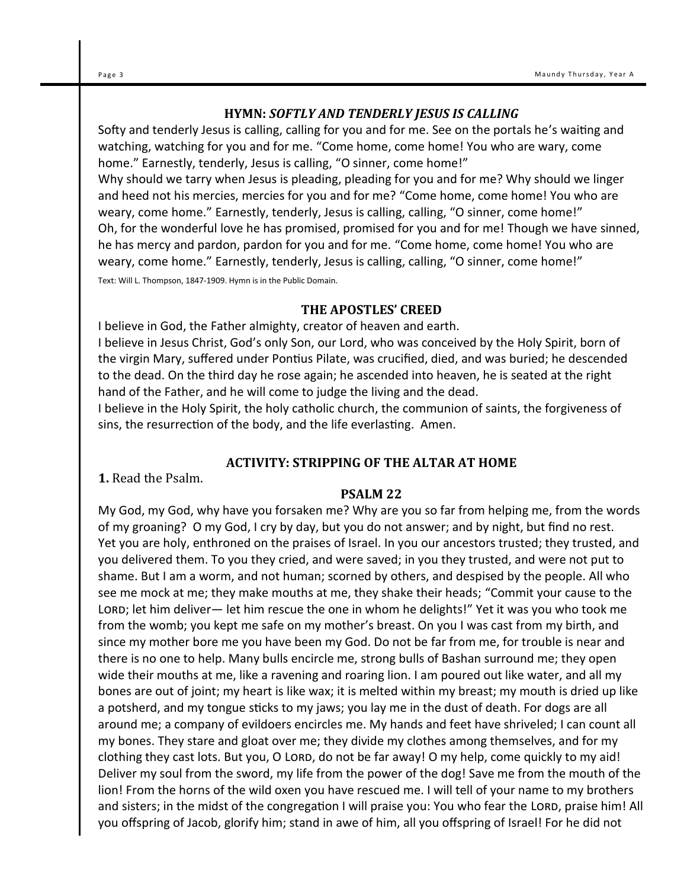## HYMN: *SOFTLY AND TENDERLY JESUS IS CALLING*

Softy and tenderly Jesus is calling, calling for you and for me. See on the portals he's waiting and watching, watching for you and for me. "Come home, come home! You who are wary, come home." Earnestly, tenderly, Jesus is calling, "O sinner, come home!"

Why should we tarry when Jesus is pleading, pleading for you and for me? Why should we linger and heed not his mercies, mercies for you and for me? "Come home, come home! You who are weary, come home." Earnestly, tenderly, Jesus is calling, calling, "O sinner, come home!"

Oh, for the wonderful love he has promised, promised for you and for me! Though we have sinned, he has mercy and pardon, pardon for you and for me. "Come home, come home! You who are weary, come home." Earnestly, tenderly, Jesus is calling, calling, "O sinner, come home!"

Text: Will L. Thompson, 1847-1909. Hymn is in the Public Domain.

## THE APOSTLES' CREED

I believe in God, the Father almighty, creator of heaven and earth.

I believe in Jesus Christ, God's only Son, our Lord, who was conceived by the Holy Spirit, born of the virgin Mary, suffered under Pontius Pilate, was crucified, died, and was buried; he descended to the dead. On the third day he rose again; he ascended into heaven, he is seated at the right hand of the Father, and he will come to judge the living and the dead.

I believe in the Holy Spirit, the holy catholic church, the communion of saints, the forgiveness of sins, the resurrection of the body, and the life everlasting. Amen.

## ACTIVITY: STRIPPING OF THE ALTAR AT HOME

**1.** Read the Psalm.

### PSALM 22

My God, my God, why have you forsaken me? Why are you so far from helping me, from the words of my groaning? O my God, I cry by day, but you do not answer; and by night, but find no rest. Yet you are holy, enthroned on the praises of Israel. In you our ancestors trusted; they trusted, and you delivered them. To you they cried, and were saved; in you they trusted, and were not put to shame. But I am a worm, and not human; scorned by others, and despised by the people. All who see me mock at me; they make mouths at me, they shake their heads; "Commit your cause to the LORD; let him deliver— let him rescue the one in whom he delights!" Yet it was you who took me from the womb; you kept me safe on my mother's breast. On you I was cast from my birth, and since my mother bore me you have been my God. Do not be far from me, for trouble is near and there is no one to help. Many bulls encircle me, strong bulls of Bashan surround me; they open wide their mouths at me, like a ravening and roaring lion. I am poured out like water, and all my bones are out of joint; my heart is like wax; it is melted within my breast; my mouth is dried up like a potsherd, and my tongue sticks to my jaws; you lay me in the dust of death. For dogs are all around me; a company of evildoers encircles me. My hands and feet have shriveled; I can count all my bones. They stare and gloat over me; they divide my clothes among themselves, and for my clothing they cast lots. But you, O LORD, do not be far away! O my help, come quickly to my aid! Deliver my soul from the sword, my life from the power of the dog! Save me from the mouth of the lion! From the horns of the wild oxen you have rescued me. I will tell of your name to my brothers and sisters; in the midst of the congregation I will praise you: You who fear the LORD, praise him! All you offspring of Jacob, glorify him; stand in awe of him, all you offspring of Israel! For he did not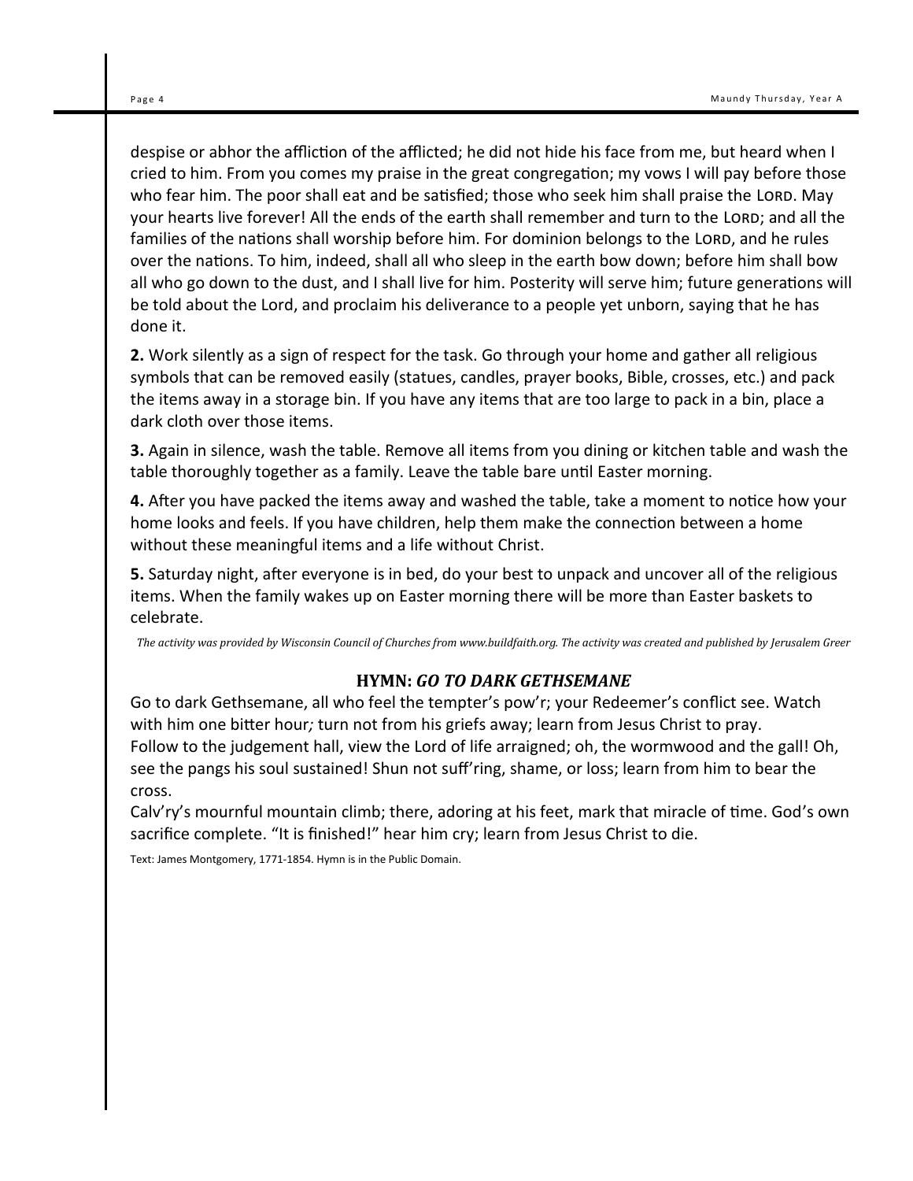despise or abhor the affliction of the afflicted; he did not hide his face from me, but heard when I cried to him. From you comes my praise in the great congregation; my vows I will pay before those who fear him. The poor shall eat and be satisfied; those who seek him shall praise the LORD. May your hearts live forever! All the ends of the earth shall remember and turn to the LORD; and all the families of the nations shall worship before him. For dominion belongs to the LORD, and he rules over the nations. To him, indeed, shall all who sleep in the earth bow down; before him shall bow all who go down to the dust, and I shall live for him. Posterity will serve him; future generations will be told about the Lord, and proclaim his deliverance to a people yet unborn, saying that he has done it.

**2.** Work silently as a sign of respect for the task. Go through your home and gather all religious symbols that can be removed easily (statues, candles, prayer books, Bible, crosses, etc.) and pack the items away in a storage bin. If you have any items that are too large to pack in a bin, place a dark cloth over those items.

**3.** Again in silence, wash the table. Remove all items from you dining or kitchen table and wash the table thoroughly together as a family. Leave the table bare until Easter morning.

**4.** After you have packed the items away and washed the table, take a moment to notice how your home looks and feels. If you have children, help them make the connection between a home without these meaningful items and a life without Christ.

**5.** Saturday night, after everyone is in bed, do your best to unpack and uncover all of the religious items. When the family wakes up on Easter morning there will be more than Easter baskets to celebrate.

*The activity was provided by Wisconsin Council of Churches from www.buildfaith.org. The activity was created and published by Jerusalem Greer*

### HYMN: *GO TO DARK GETHSEMANE*

Go to dark Gethsemane, all who feel the tempter's pow'r; your Redeemer's conflict see. Watch with him one bitter hour; turn not from his griefs away; learn from Jesus Christ to pray.
Follow to the judgement hall, view the Lord of life arraigned; oh, the wormwood and the gall! Oh, see the pangs his soul sustained! Shun not suff'ring, shame, or loss; learn from him to bear the cross.
Calv'ry's mournful mountain climb; there, adoring at his feet, mark that miracle of time. God's own sacrifice complete. "It is finished!" hear him cry; learn from Jesus Christ to die.

Text: James Montgomery, 1771-1854. Hymn is in the Public Domain.